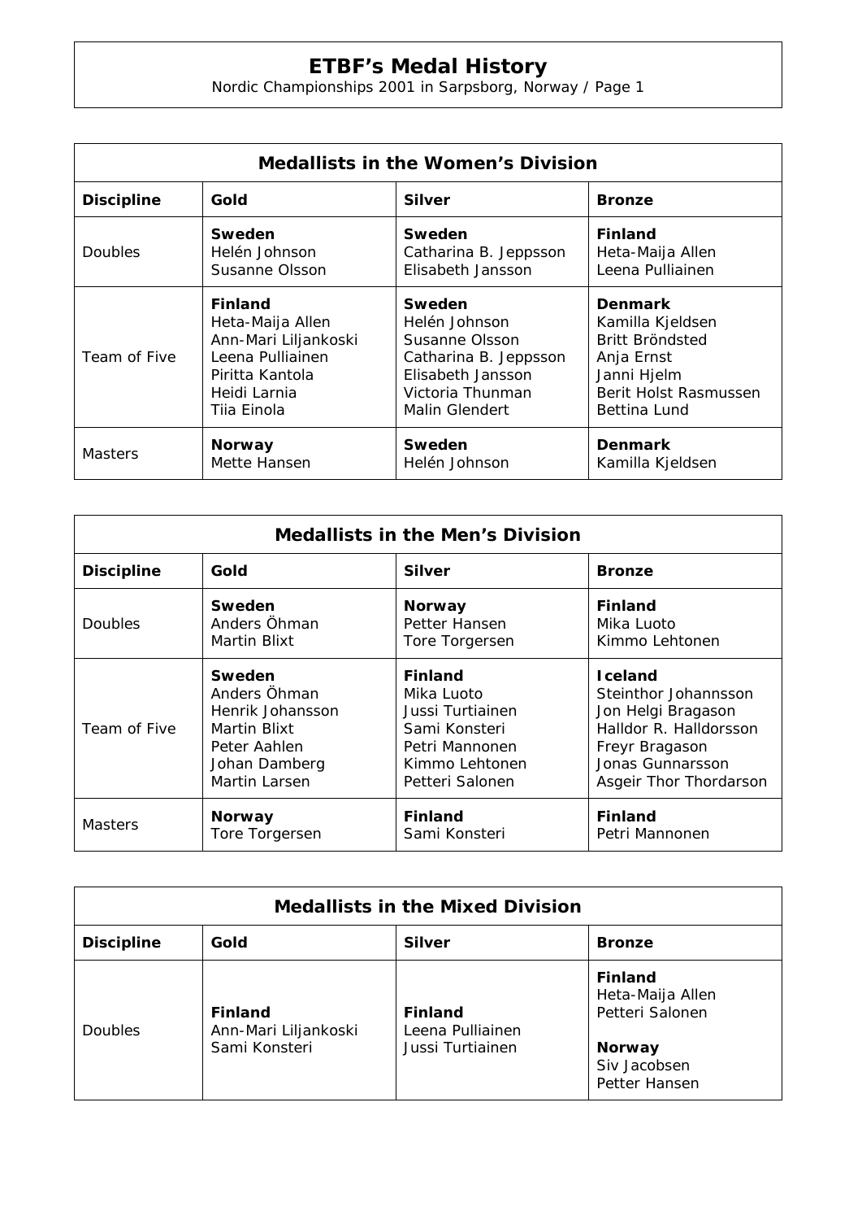# ETBF's Medal History

Nordic Championships 2001 in Sarpsborg, Norway / Page 1

## Medallists in the Women's Division

| Discipline | Gold | Silver | Bronze |
|---|---|---|---|
| Doubles | **Sweden**<br>Helén Johnson<br>Susanne Olsson | **Sweden**<br>Catharina B. Jeppsson<br>Elisabeth Jansson | **Finland**<br>Heta-Maija Allen<br>Leena Pulliainen |
| Team of Five | **Finland**<br>Heta-Maija Allen<br>Ann-Mari Liljankoski<br>Leena Pulliainen<br>Piritta Kantola<br>Heidi Larnia<br>Tiia Einola | **Sweden**<br>Helén Johnson<br>Susanne Olsson<br>Catharina B. Jeppsson<br>Elisabeth Jansson<br>Victoria Thunman<br>Malin Glendert | **Denmark**<br>Kamilla Kjeldsen<br>Britt Bröndsted<br>Anja Ernst<br>Janni Hjelm<br>Berit Holst Rasmussen<br>Bettina Lund |
| Masters | **Norway**<br>Mette Hansen | **Sweden**<br>Helén Johnson | **Denmark**<br>Kamilla Kjeldsen |

## Medallists in the Men's Division

| Discipline | Gold | Silver | Bronze |
|---|---|---|---|
| Doubles | **Sweden**<br>Anders Öhman<br>Martin Blixt | **Norway**<br>Petter Hansen<br>Tore Torgersen | **Finland**<br>Mika Luoto<br>Kimmo Lehtonen |
| Team of Five | **Sweden**<br>Anders Öhman<br>Henrik Johansson<br>Martin Blixt<br>Peter Aahlen<br>Johan Damberg<br>Martin Larsen | **Finland**<br>Mika Luoto<br>Jussi Turtiainen<br>Sami Konsteri<br>Petri Mannonen<br>Kimmo Lehtonen<br>Petteri Salonen | **Iceland**<br>Steinthor Johannsson<br>Jon Helgi Bragason<br>Halldor R. Halldorsson<br>Freyr Bragason<br>Jonas Gunnarsson<br>Asgeir Thor Thordarson |
| Masters | **Norway**<br>Tore Torgersen | **Finland**<br>Sami Konsteri | **Finland**<br>Petri Mannonen |

## Medallists in the Mixed Division

| Discipline | Gold | Silver | Bronze |
|---|---|---|---|
| Doubles | **Finland**<br>Ann-Mari Liljankoski<br>Sami Konsteri | **Finland**<br>Leena Pulliainen<br>Jussi Turtiainen | **Finland**<br>Heta-Maija Allen<br>Petteri Salonen<br><br>**Norway**<br>Siv Jacobsen<br>Petter Hansen |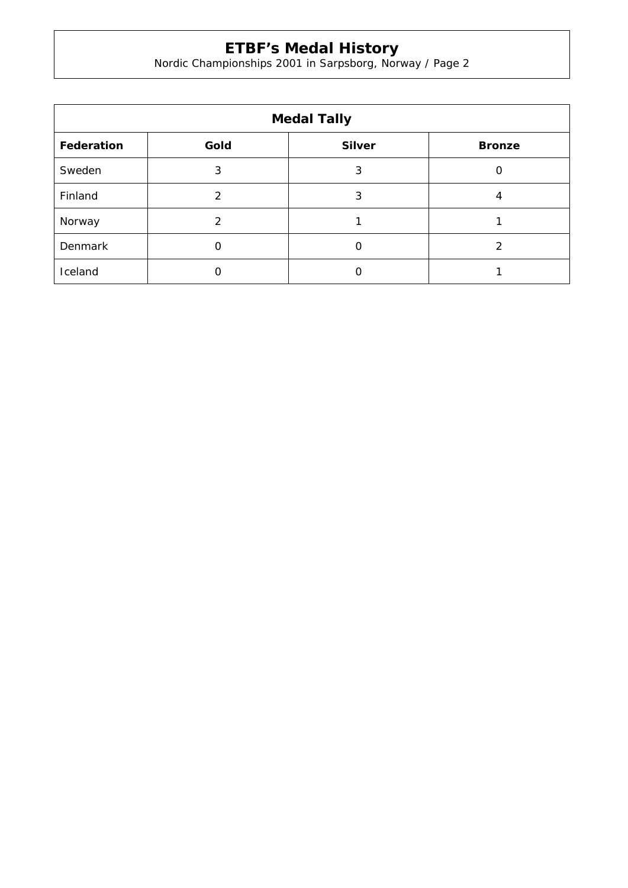## Medal Tally

| Federation | Gold | Silver | Bronze |
| --- | --- | --- | --- |
| Sweden | 3 | 3 | 0 |
| Finland | 2 | 3 | 4 |
| Norway | 2 | 1 | 1 |
| Denmark | 0 | 0 | 2 |
| Iceland | 0 | 0 | 1 |